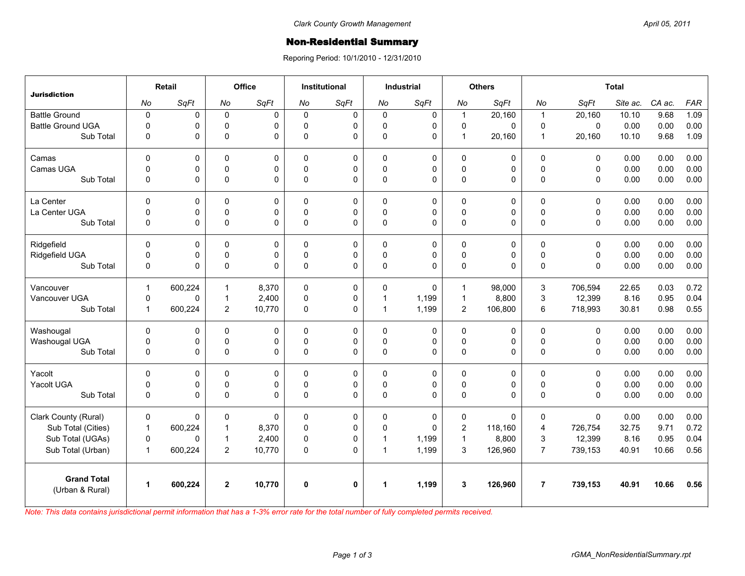Clark County Growth Management

April 05, 2011

# Non-Residential Summary

Reporing Period: 10/1/2010 - 12/31/2010

| Jurisdiction | Retail | | Office | | Institutional | | Industrial | | Others | | Total | | | | |
|---|---|---|---|---|---|---|---|---|---|---|---|---|---|---|---|
| | No | SqFt | No | SqFt | No | SqFt | No | SqFt | No | SqFt | No | SqFt | Site ac. | CA ac. | FAR |
| Battle Ground | 0 | 0 | 0 | 0 | 0 | 0 | 0 | 0 | 1 | 20,160 | 1 | 20,160 | 10.10 | 9.68 | 1.09 |
| Battle Ground UGA | 0 | 0 | 0 | 0 | 0 | 0 | 0 | 0 | 0 | 0 | 0 | 0 | 0.00 | 0.00 | 0.00 |
| Sub Total | 0 | 0 | 0 | 0 | 0 | 0 | 0 | 0 | 1 | 20,160 | 1 | 20,160 | 10.10 | 9.68 | 1.09 |
| Camas | 0 | 0 | 0 | 0 | 0 | 0 | 0 | 0 | 0 | 0 | 0 | 0 | 0.00 | 0.00 | 0.00 |
| Camas UGA | 0 | 0 | 0 | 0 | 0 | 0 | 0 | 0 | 0 | 0 | 0 | 0 | 0.00 | 0.00 | 0.00 |
| Sub Total | 0 | 0 | 0 | 0 | 0 | 0 | 0 | 0 | 0 | 0 | 0 | 0 | 0.00 | 0.00 | 0.00 |
| La Center | 0 | 0 | 0 | 0 | 0 | 0 | 0 | 0 | 0 | 0 | 0 | 0 | 0.00 | 0.00 | 0.00 |
| La Center UGA | 0 | 0 | 0 | 0 | 0 | 0 | 0 | 0 | 0 | 0 | 0 | 0 | 0.00 | 0.00 | 0.00 |
| Sub Total | 0 | 0 | 0 | 0 | 0 | 0 | 0 | 0 | 0 | 0 | 0 | 0 | 0.00 | 0.00 | 0.00 |
| Ridgefield | 0 | 0 | 0 | 0 | 0 | 0 | 0 | 0 | 0 | 0 | 0 | 0 | 0.00 | 0.00 | 0.00 |
| Ridgefield UGA | 0 | 0 | 0 | 0 | 0 | 0 | 0 | 0 | 0 | 0 | 0 | 0 | 0.00 | 0.00 | 0.00 |
| Sub Total | 0 | 0 | 0 | 0 | 0 | 0 | 0 | 0 | 0 | 0 | 0 | 0 | 0.00 | 0.00 | 0.00 |
| Vancouver | 1 | 600,224 | 1 | 8,370 | 0 | 0 | 0 | 0 | 1 | 98,000 | 3 | 706,594 | 22.65 | 0.03 | 0.72 |
| Vancouver UGA | 0 | 0 | 1 | 2,400 | 0 | 0 | 1 | 1,199 | 1 | 8,800 | 3 | 12,399 | 8.16 | 0.95 | 0.04 |
| Sub Total | 1 | 600,224 | 2 | 10,770 | 0 | 0 | 1 | 1,199 | 2 | 106,800 | 6 | 718,993 | 30.81 | 0.98 | 0.55 |
| Washougal | 0 | 0 | 0 | 0 | 0 | 0 | 0 | 0 | 0 | 0 | 0 | 0 | 0.00 | 0.00 | 0.00 |
| Washougal UGA | 0 | 0 | 0 | 0 | 0 | 0 | 0 | 0 | 0 | 0 | 0 | 0 | 0.00 | 0.00 | 0.00 |
| Sub Total | 0 | 0 | 0 | 0 | 0 | 0 | 0 | 0 | 0 | 0 | 0 | 0 | 0.00 | 0.00 | 0.00 |
| Yacolt | 0 | 0 | 0 | 0 | 0 | 0 | 0 | 0 | 0 | 0 | 0 | 0 | 0.00 | 0.00 | 0.00 |
| Yacolt UGA | 0 | 0 | 0 | 0 | 0 | 0 | 0 | 0 | 0 | 0 | 0 | 0 | 0.00 | 0.00 | 0.00 |
| Sub Total | 0 | 0 | 0 | 0 | 0 | 0 | 0 | 0 | 0 | 0 | 0 | 0 | 0.00 | 0.00 | 0.00 |
| Clark County (Rural) | 0 | 0 | 0 | 0 | 0 | 0 | 0 | 0 | 0 | 0 | 0 | 0 | 0.00 | 0.00 | 0.00 |
| Sub Total (Cities) | 1 | 600,224 | 1 | 8,370 | 0 | 0 | 0 | 0 | 2 | 118,160 | 4 | 726,754 | 32.75 | 9.71 | 0.72 |
| Sub Total (UGAs) | 0 | 0 | 1 | 2,400 | 0 | 0 | 1 | 1,199 | 1 | 8,800 | 3 | 12,399 | 8.16 | 0.95 | 0.04 |
| Sub Total (Urban) | 1 | 600,224 | 2 | 10,770 | 0 | 0 | 1 | 1,199 | 3 | 126,960 | 7 | 739,153 | 40.91 | 10.66 | 0.56 |
| **Grand Total** (Urban & Rural) | **1** | **600,224** | **2** | **10,770** | **0** | **0** | **1** | **1,199** | **3** | **126,960** | **7** | **739,153** | **40.91** | **10.66** | **0.56** |

*Note: This data contains jurisdictional permit information that has a 1-3% error rate for the total number of fully completed permits received.*

rGMA_NonResidentialSummary.rpt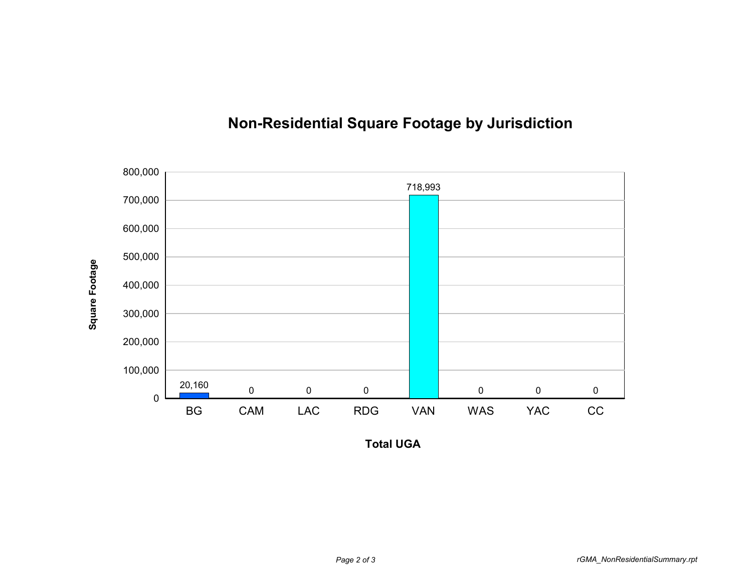## Non-Residential Square Footage by Jurisdiction

| Jurisdiction | Square Footage |
|---|---|
| BG | 20,160 |
| CAM | 0 |
| LAC | 0 |
| RDG | 0 |
| VAN | 718,993 |
| WAS | 0 |
| YAC | 0 |
| CC | 0 |

**Total UGA**

rGMA_NonResidentialSummary.rpt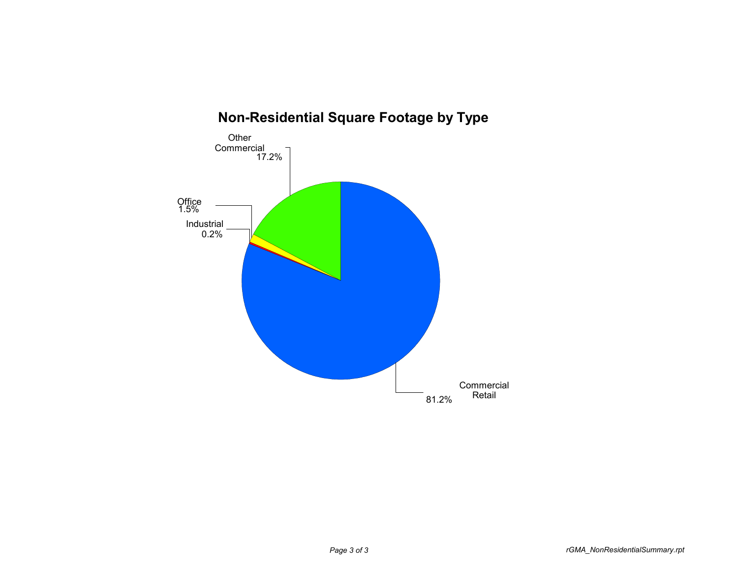## Non-Residential Square Footage by Type

Other Commercial
17.2%

Office
1.5%

Industrial
0.2%

Commercial Retail
81.2%